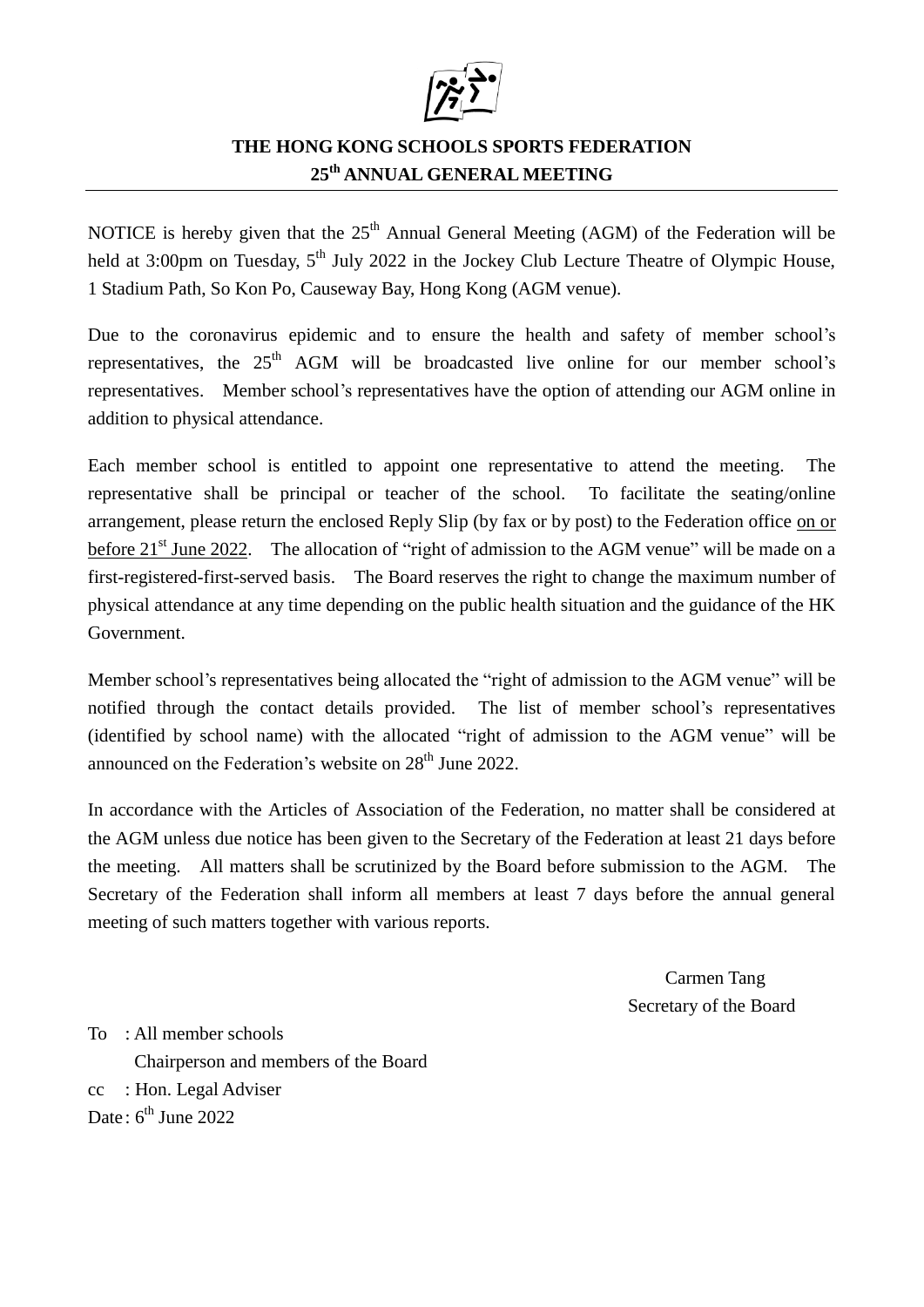# THE HONG KONG SCHOOLS SPORTS FEDERATION
## 25th ANNUAL GENERAL MEETING

NOTICE is hereby given that the 25th Annual General Meeting (AGM) of the Federation will be held at 3:00pm on Tuesday, 5th July 2022 in the Jockey Club Lecture Theatre of Olympic House, 1 Stadium Path, So Kon Po, Causeway Bay, Hong Kong (AGM venue).

Due to the coronavirus epidemic and to ensure the health and safety of member school's representatives, the 25th AGM will be broadcasted live online for our member school's representatives. Member school's representatives have the option of attending our AGM online in addition to physical attendance.

Each member school is entitled to appoint one representative to attend the meeting. The representative shall be principal or teacher of the school. To facilitate the seating/online arrangement, please return the enclosed Reply Slip (by fax or by post) to the Federation office on or before 21st June 2022. The allocation of "right of admission to the AGM venue" will be made on a first-registered-first-served basis. The Board reserves the right to change the maximum number of physical attendance at any time depending on the public health situation and the guidance of the HK Government.

Member school's representatives being allocated the "right of admission to the AGM venue" will be notified through the contact details provided. The list of member school's representatives (identified by school name) with the allocated "right of admission to the AGM venue" will be announced on the Federation's website on 28th June 2022.

In accordance with the Articles of Association of the Federation, no matter shall be considered at the AGM unless due notice has been given to the Secretary of the Federation at least 21 days before the meeting. All matters shall be scrutinized by the Board before submission to the AGM. The Secretary of the Federation shall inform all members at least 7 days before the annual general meeting of such matters together with various reports.

Carmen Tang
Secretary of the Board

To : All member schools
Chairperson and members of the Board
cc : Hon. Legal Adviser
Date : 6th June 2022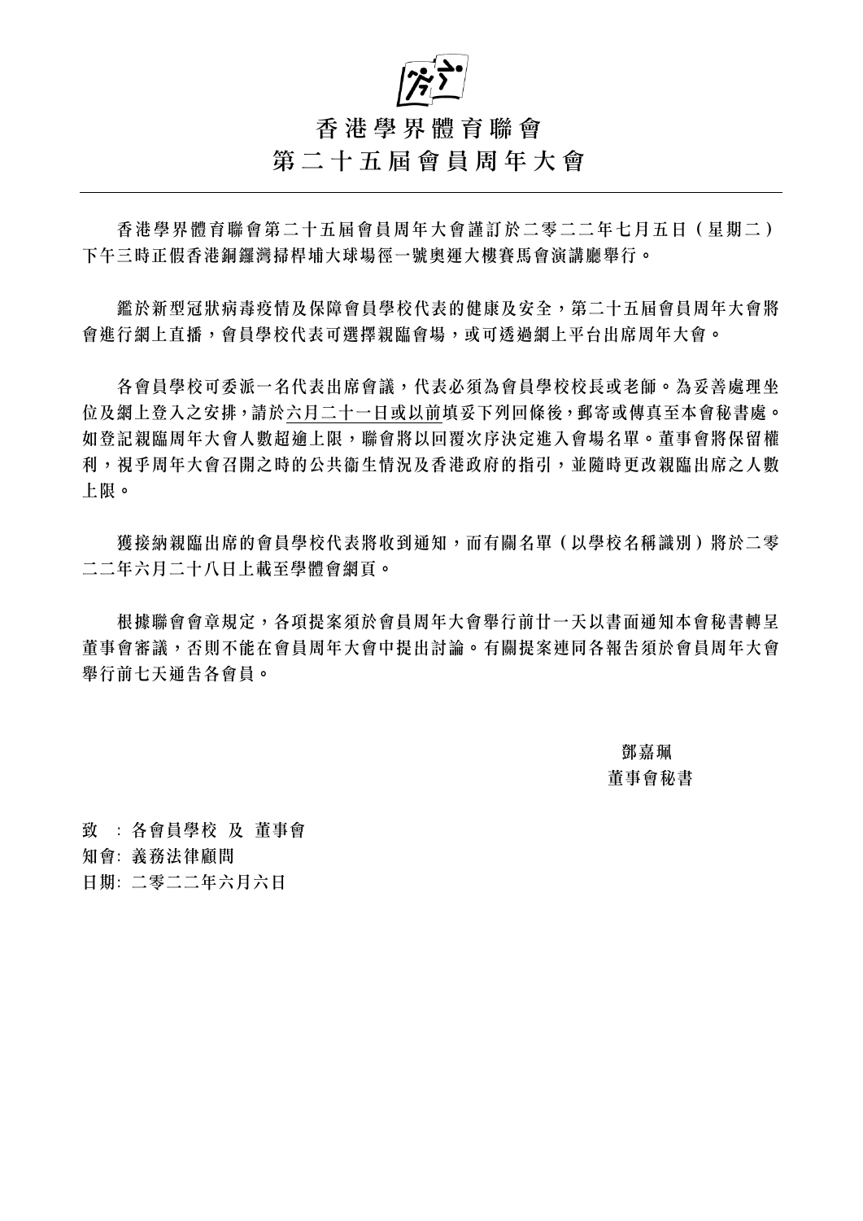# 香港學界體育聯會
# 第二十五屆會員周年大會

香港學界體育聯會第二十五屆會員周年大會謹訂於二零二二年七月五日（星期二）下午三時正假香港銅鑼灣掃桿埔大球場徑一號奧運大樓賽馬會演講廳舉行。

鑑於新型冠狀病毒疫情及保障會員學校代表的健康及安全，第二十五屆會員周年大會將會進行網上直播，會員學校代表可選擇親臨會場，或可透過網上平台出席周年大會。

各會員學校可委派一名代表出席會議，代表必須為會員學校校長或老師。為妥善處理坐位及網上登入之安排，請於六月二十一日或以前填妥下列回條後，郵寄或傳真至本會秘書處。如登記親臨周年大會人數超逾上限，聯會將以回覆次序決定進入會場名單。董事會將保留權利，視乎周年大會召開之時的公共衛生情況及香港政府的指引，並隨時更改親臨出席之人數上限。

獲接納親臨出席的會員學校代表將收到通知，而有關名單（以學校名稱識別）將於二零二二年六月二十八日上載至學體會網頁。

根據聯會會章規定，各項提案須於會員周年大會舉行前廿一天以書面通知本會秘書轉呈董事會審議，否則不能在會員周年大會中提出討論。有關提案連同各報告須於會員周年大會舉行前七天通告各會員。

鄧嘉珮
董事會秘書

致 ：各會員學校 及 董事會
知會: 義務法律顧問
日期: 二零二二年六月六日